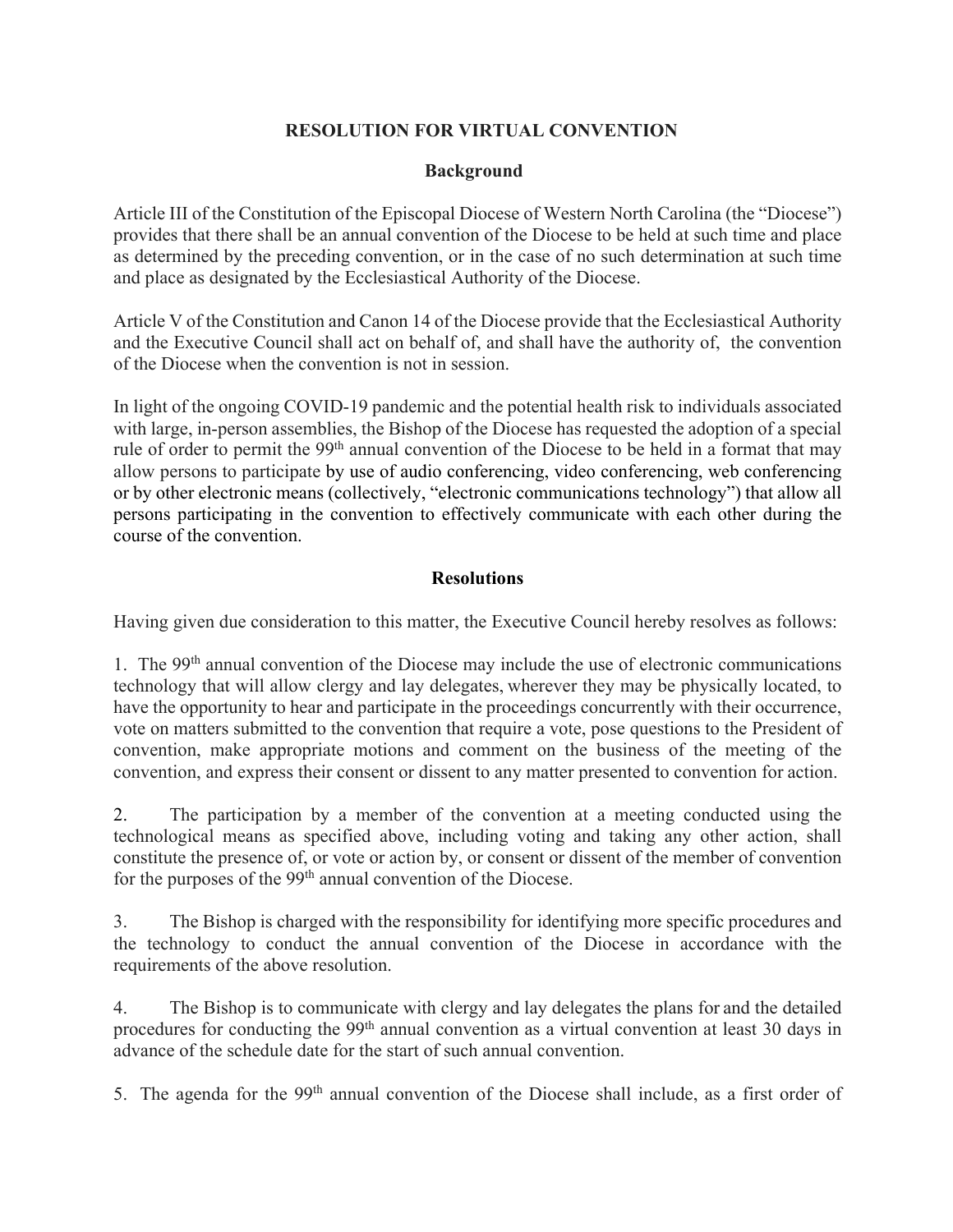# RESOLUTION FOR VIRTUAL CONVENTION

## Background

Article III of the Constitution of the Episcopal Diocese of Western North Carolina (the "Diocese") provides that there shall be an annual convention of the Diocese to be held at such time and place as determined by the preceding convention, or in the case of no such determination at such time and place as designated by the Ecclesiastical Authority of the Diocese.

Article V of the Constitution and Canon 14 of the Diocese provide that the Ecclesiastical Authority and the Executive Council shall act on behalf of, and shall have the authority of, the convention of the Diocese when the convention is not in session.

In light of the ongoing COVID-19 pandemic and the potential health risk to individuals associated with large, in-person assemblies, the Bishop of the Diocese has requested the adoption of a special rule of order to permit the 99th annual convention of the Diocese to be held in a format that may allow persons to participate by use of audio conferencing, video conferencing, web conferencing or by other electronic means (collectively, "electronic communications technology") that allow all persons participating in the convention to effectively communicate with each other during the course of the convention.

## Resolutions

Having given due consideration to this matter, the Executive Council hereby resolves as follows:

1. The 99th annual convention of the Diocese may include the use of electronic communications technology that will allow clergy and lay delegates, wherever they may be physically located, to have the opportunity to hear and participate in the proceedings concurrently with their occurrence, vote on matters submitted to the convention that require a vote, pose questions to the President of convention, make appropriate motions and comment on the business of the meeting of the convention, and express their consent or dissent to any matter presented to convention for action.

2. The participation by a member of the convention at a meeting conducted using the technological means as specified above, including voting and taking any other action, shall constitute the presence of, or vote or action by, or consent or dissent of the member of convention for the purposes of the 99th annual convention of the Diocese.

3. The Bishop is charged with the responsibility for identifying more specific procedures and the technology to conduct the annual convention of the Diocese in accordance with the requirements of the above resolution.

4. The Bishop is to communicate with clergy and lay delegates the plans for and the detailed procedures for conducting the 99th annual convention as a virtual convention at least 30 days in advance of the schedule date for the start of such annual convention.

5. The agenda for the 99th annual convention of the Diocese shall include, as a first order of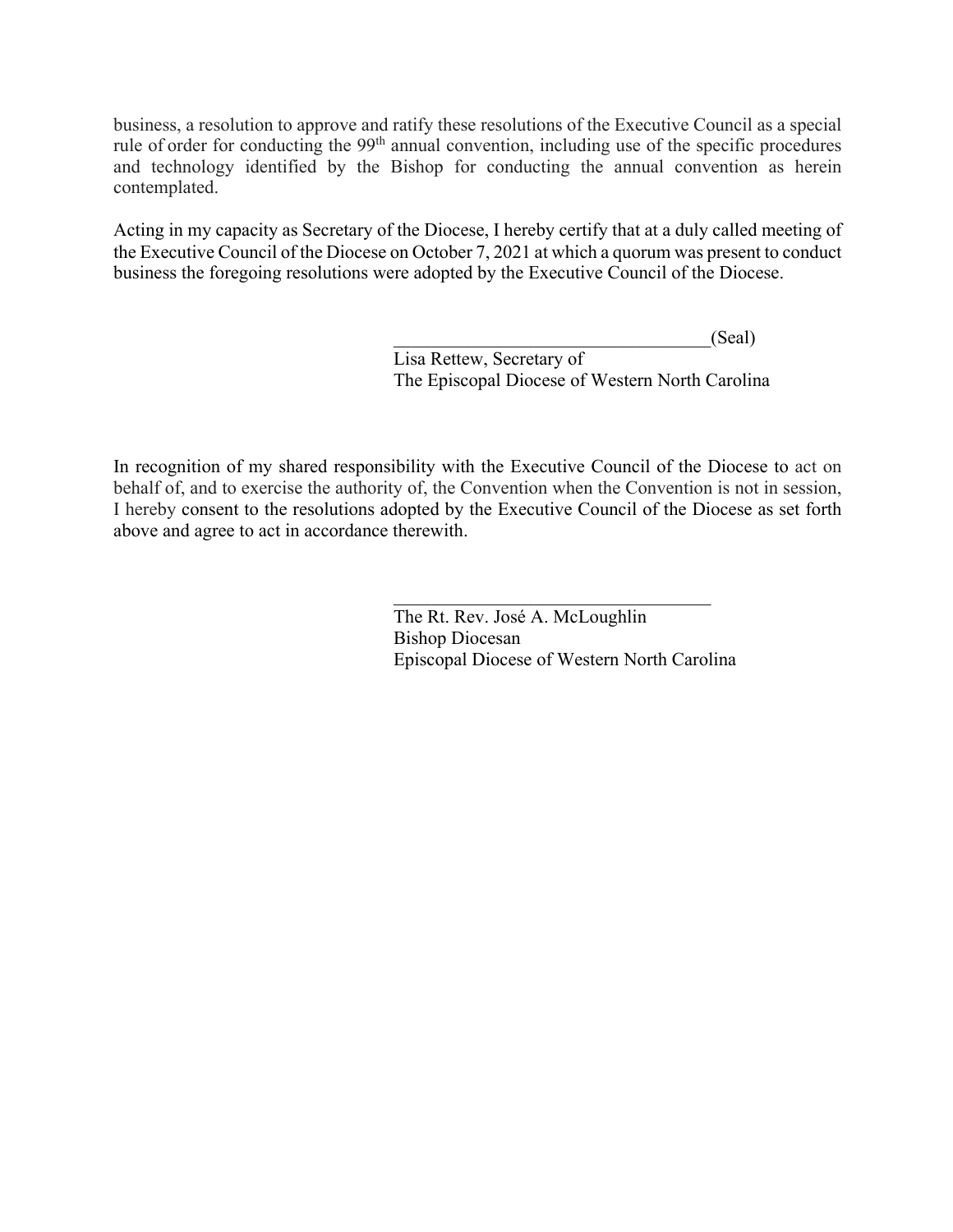business, a resolution to approve and ratify these resolutions of the Executive Council as a special rule of order for conducting the 99th annual convention, including use of the specific procedures and technology identified by the Bishop for conducting the annual convention as herein contemplated.

Acting in my capacity as Secretary of the Diocese, I hereby certify that at a duly called meeting of the Executive Council of the Diocese on October 7, 2021 at which a quorum was present to conduct business the foregoing resolutions were adopted by the Executive Council of the Diocese.

___________________________________(Seal)
Lisa Rettew, Secretary of
The Episcopal Diocese of Western North Carolina

In recognition of my shared responsibility with the Executive Council of the Diocese to act on behalf of, and to exercise the authority of, the Convention when the Convention is not in session, I hereby consent to the resolutions adopted by the Executive Council of the Diocese as set forth above and agree to act in accordance therewith.

___________________________________
The Rt. Rev. José A. McLoughlin
Bishop Diocesan
Episcopal Diocese of Western North Carolina